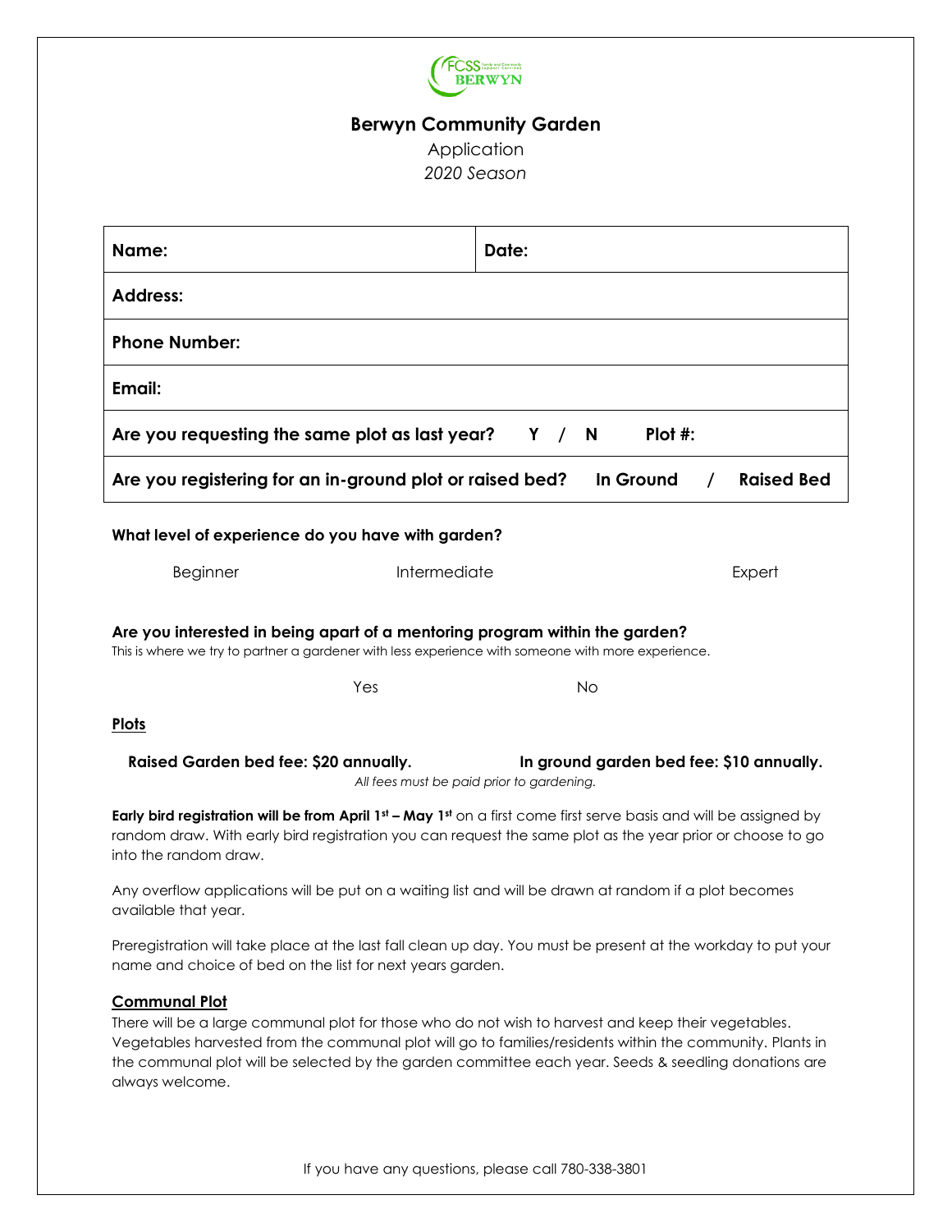# Berwyn Community Garden

Application

*2020 Season*

| **Name:** | **Date:** |
|---|---|
| **Address:** | |
| **Phone Number:** | |
| **Email:** | |
| **Are you requesting the same plot as last year? Y / N Plot #:** | |
| **Are you registering for an in-ground plot or raised bed? In Ground / Raised Bed** | |

**What level of experience do you have with garden?**

Beginner Intermediate Expert

**Are you interested in being apart of a mentoring program within the garden?**

This is where we try to partner a gardener with less experience with someone with more experience.

Yes No

**Plots**

**Raised Garden bed fee: $20 annually.** **In ground garden bed fee: $10 annually.**

*All fees must be paid prior to gardening.*

**Early bird registration will be from April 1st – May 1st** on a first come first serve basis and will be assigned by random draw. With early bird registration you can request the same plot as the year prior or choose to go into the random draw.

Any overflow applications will be put on a waiting list and will be drawn at random if a plot becomes available that year.

Preregistration will take place at the last fall clean up day. You must be present at the workday to put your name and choice of bed on the list for next years garden.

**Communal Plot**

There will be a large communal plot for those who do not wish to harvest and keep their vegetables. Vegetables harvested from the communal plot will go to families/residents within the community. Plants in the communal plot will be selected by the garden committee each year. Seeds & seedling donations are always welcome.

If you have any questions, please call 780-338-3801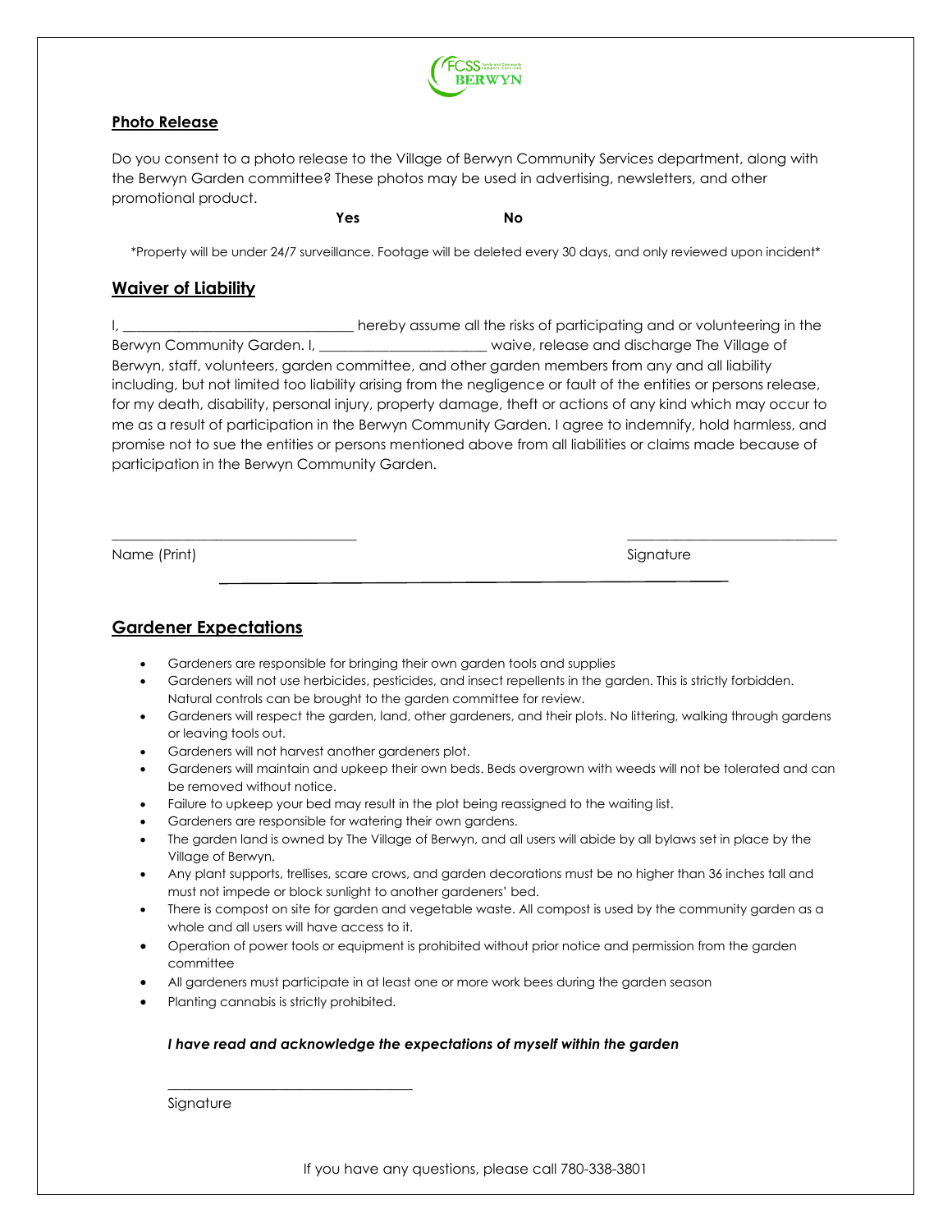## Photo Release

Do you consent to a photo release to the Village of Berwyn Community Services department, along with the Berwyn Garden committee? These photos may be used in advertising, newsletters, and other promotional product.

**Yes** **No**

*Property will be under 24/7 surveillance. Footage will be deleted every 30 days, and only reviewed upon incident*

## Waiver of Liability

I, _______________________________ hereby assume all the risks of participating and or volunteering in the Berwyn Community Garden. I, _______________________ waive, release and discharge The Village of Berwyn, staff, volunteers, garden committee, and other garden members from any and all liability including, but not limited too liability arising from the negligence or fault of the entities or persons release, for my death, disability, personal injury, property damage, theft or actions of any kind which may occur to me as a result of participation in the Berwyn Community Garden. I agree to indemnify, hold harmless, and promise not to sue the entities or persons mentioned above from all liabilities or claims made because of participation in the Berwyn Community Garden.

_________________________________ _____________________________

Name (Print) Signature

## Gardener Expectations

- Gardeners are responsible for bringing their own garden tools and supplies
- Gardeners will not use herbicides, pesticides, and insect repellents in the garden. This is strictly forbidden. Natural controls can be brought to the garden committee for review.
- Gardeners will respect the garden, land, other gardeners, and their plots. No littering, walking through gardens or leaving tools out.
- Gardeners will not harvest another gardeners plot.
- Gardeners will maintain and upkeep their own beds. Beds overgrown with weeds will not be tolerated and can be removed without notice.
- Failure to upkeep your bed may result in the plot being reassigned to the waiting list.
- Gardeners are responsible for watering their own gardens.
- The garden land is owned by The Village of Berwyn, and all users will abide by all bylaws set in place by the Village of Berwyn.
- Any plant supports, trellises, scare crows, and garden decorations must be no higher than 36 inches tall and must not impede or block sunlight to another gardeners' bed.
- There is compost on site for garden and vegetable waste. All compost is used by the community garden as a whole and all users will have access to it.
- Operation of power tools or equipment is prohibited without prior notice and permission from the garden committee
- All gardeners must participate in at least one or more work bees during the garden season
- Planting cannabis is strictly prohibited.

***I have read and acknowledge the expectations of myself within the garden***

_________________________________

Signature

If you have any questions, please call 780-338-3801